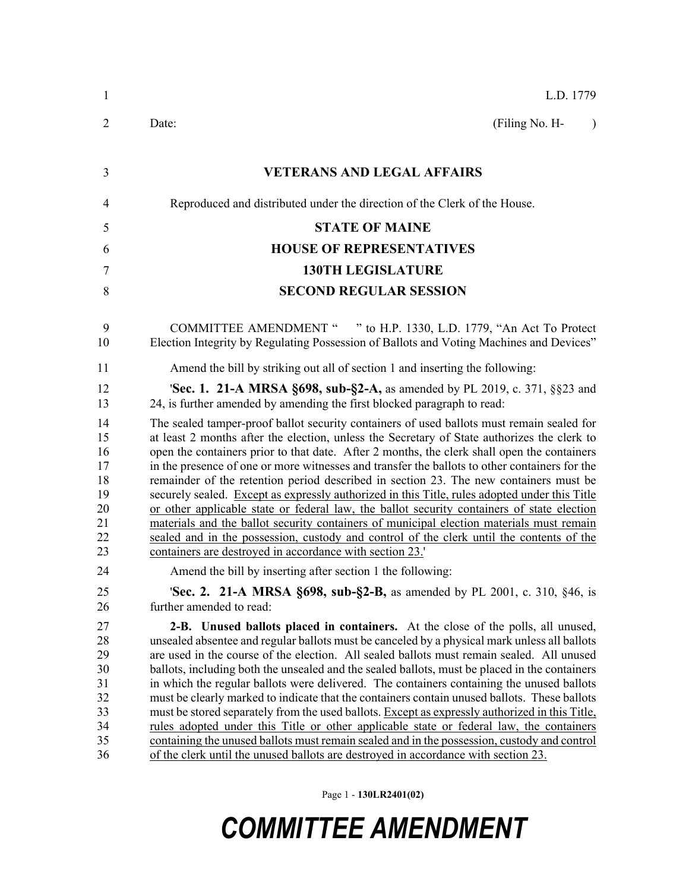L.D. 1779

Date: (Filing No. H- )

# VETERANS AND LEGAL AFFAIRS

Reproduced and distributed under the direction of the Clerk of the House.

## STATE OF MAINE
## HOUSE OF REPRESENTATIVES
## 130TH LEGISLATURE
## SECOND REGULAR SESSION

COMMITTEE AMENDMENT " " to H.P. 1330, L.D. 1779, "An Act To Protect Election Integrity by Regulating Possession of Ballots and Voting Machines and Devices"

Amend the bill by striking out all of section 1 and inserting the following:

'**Sec. 1. 21-A MRSA §698, sub-§2-A,** as amended by PL 2019, c. 371, §§23 and 24, is further amended by amending the first blocked paragraph to read:

The sealed tamper-proof ballot security containers of used ballots must remain sealed for at least 2 months after the election, unless the Secretary of State authorizes the clerk to open the containers prior to that date. After 2 months, the clerk shall open the containers in the presence of one or more witnesses and transfer the ballots to other containers for the remainder of the retention period described in section 23. The new containers must be securely sealed. <u>Except as expressly authorized in this Title, rules adopted under this Title or other applicable state or federal law, the ballot security containers of state election materials and the ballot security containers of municipal election materials must remain sealed and in the possession, custody and control of the clerk until the contents of the containers are destroyed in accordance with section 23.</u>'

Amend the bill by inserting after section 1 the following:

'**Sec. 2. 21-A MRSA §698, sub-§2-B,** as amended by PL 2001, c. 310, §46, is further amended to read:

**2-B. Unused ballots placed in containers.** At the close of the polls, all unused, unsealed absentee and regular ballots must be canceled by a physical mark unless all ballots are used in the course of the election. All sealed ballots must remain sealed. All unused ballots, including both the unsealed and the sealed ballots, must be placed in the containers in which the regular ballots were delivered. The containers containing the unused ballots must be clearly marked to indicate that the containers contain unused ballots. These ballots must be stored separately from the used ballots. <u>Except as expressly authorized in this Title, rules adopted under this Title or other applicable state or federal law, the containers containing the unused ballots must remain sealed and in the possession, custody and control of the clerk until the unused ballots are destroyed in accordance with section 23.</u>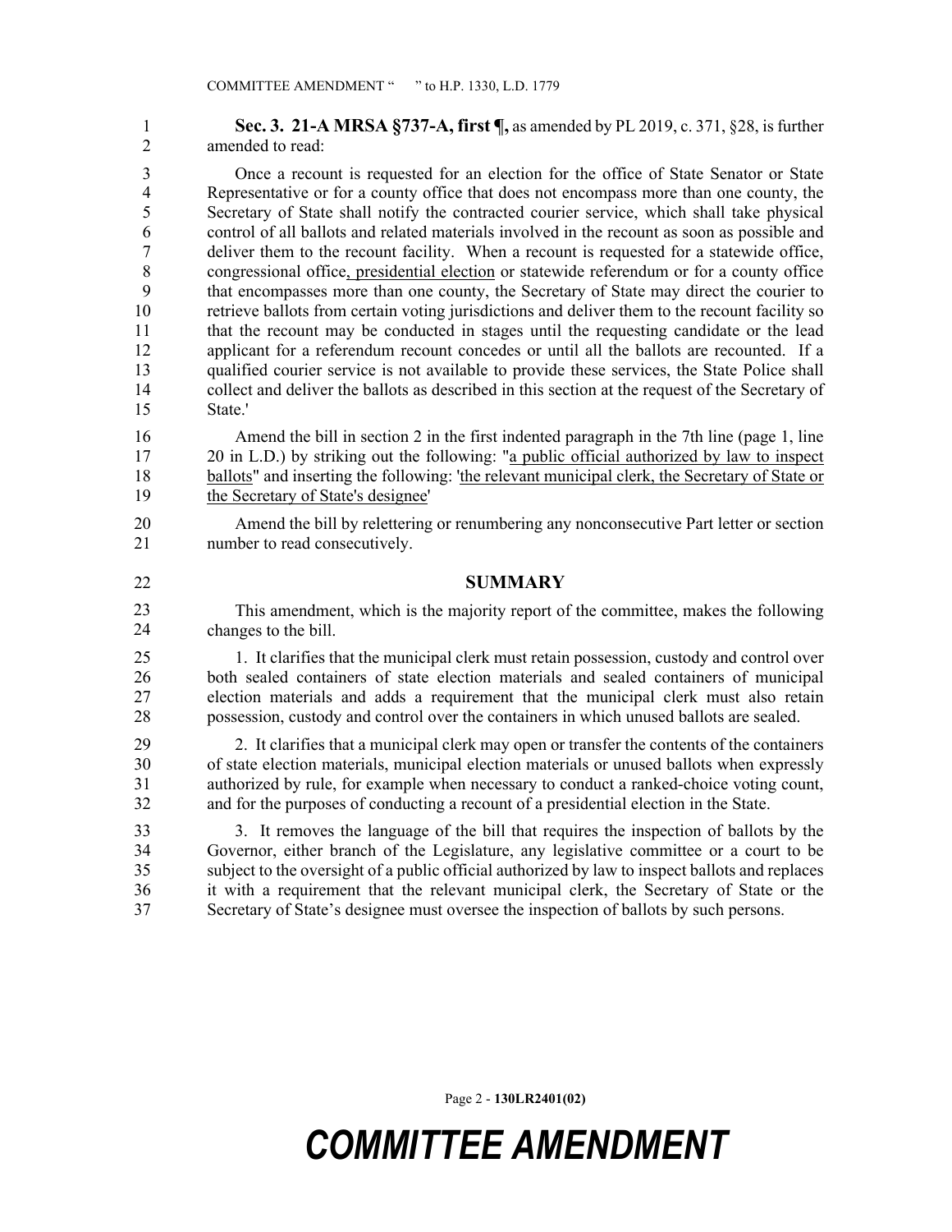**Sec. 3. 21-A MRSA §737-A, first ¶,** as amended by PL 2019, c. 371, §28, is further amended to read:

Once a recount is requested for an election for the office of State Senator or State Representative or for a county office that does not encompass more than one county, the Secretary of State shall notify the contracted courier service, which shall take physical control of all ballots and related materials involved in the recount as soon as possible and deliver them to the recount facility. When a recount is requested for a statewide office, congressional office, presidential election or statewide referendum or for a county office that encompasses more than one county, the Secretary of State may direct the courier to retrieve ballots from certain voting jurisdictions and deliver them to the recount facility so that the recount may be conducted in stages until the requesting candidate or the lead applicant for a referendum recount concedes or until all the ballots are recounted. If a qualified courier service is not available to provide these services, the State Police shall collect and deliver the ballots as described in this section at the request of the Secretary of State.'

Amend the bill in section 2 in the first indented paragraph in the 7th line (page 1, line 20 in L.D.) by striking out the following: "a public official authorized by law to inspect ballots" and inserting the following: 'the relevant municipal clerk, the Secretary of State or the Secretary of State's designee'

Amend the bill by relettering or renumbering any nonconsecutive Part letter or section number to read consecutively.

## SUMMARY

This amendment, which is the majority report of the committee, makes the following changes to the bill.

1. It clarifies that the municipal clerk must retain possession, custody and control over both sealed containers of state election materials and sealed containers of municipal election materials and adds a requirement that the municipal clerk must also retain possession, custody and control over the containers in which unused ballots are sealed.

2. It clarifies that a municipal clerk may open or transfer the contents of the containers of state election materials, municipal election materials or unused ballots when expressly authorized by rule, for example when necessary to conduct a ranked-choice voting count, and for the purposes of conducting a recount of a presidential election in the State.

3. It removes the language of the bill that requires the inspection of ballots by the Governor, either branch of the Legislature, any legislative committee or a court to be subject to the oversight of a public official authorized by law to inspect ballots and replaces it with a requirement that the relevant municipal clerk, the Secretary of State or the Secretary of State's designee must oversee the inspection of ballots by such persons.